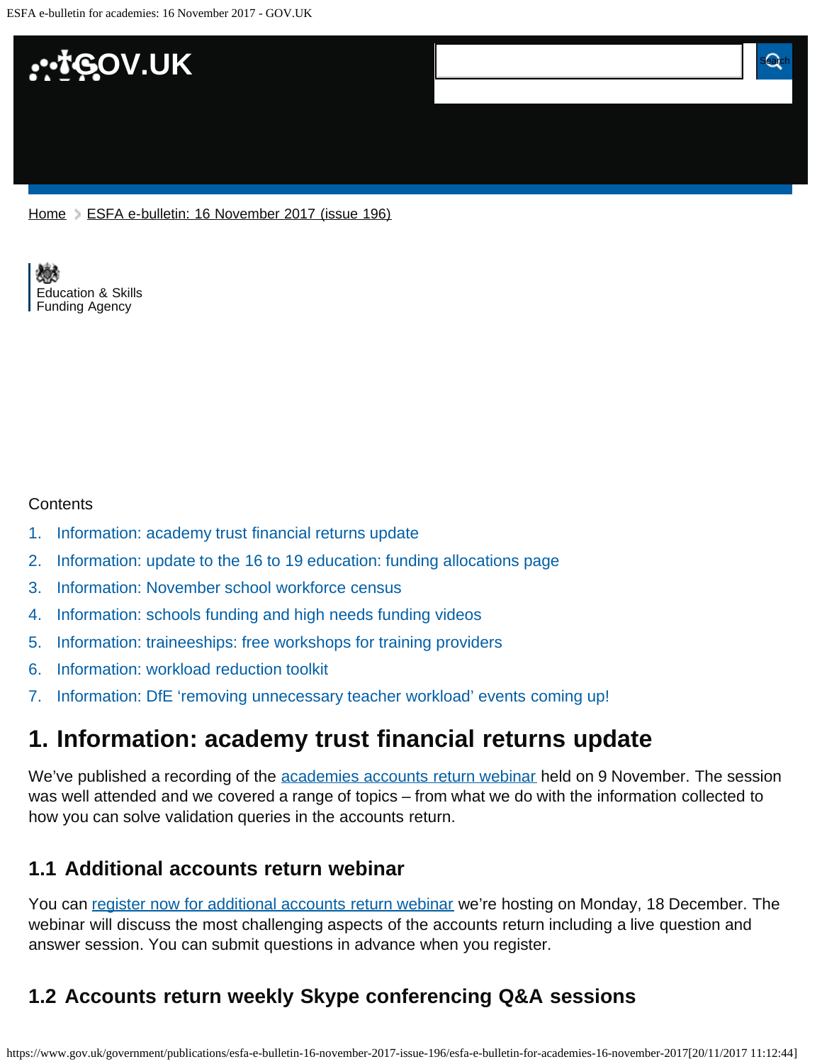Home > ESFA e-bulletin: 16 November 2017 (issue 196)

Education & Skills Funding Agency

Contents

1. Information: academy trust financial returns update
2. Information: update to the 16 to 19 education: funding allocations page
3. Information: November school workforce census
4. Information: schools funding and high needs funding videos
5. Information: traineeships: free workshops for training providers
6. Information: workload reduction toolkit
7. Information: DfE 'removing unnecessary teacher workload' events coming up!

# 1. Information: academy trust financial returns update

We've published a recording of the academies accounts return webinar held on 9 November. The session was well attended and we covered a range of topics – from what we do with the information collected to how you can solve validation queries in the accounts return.

## 1.1 Additional accounts return webinar

You can register now for additional accounts return webinar we're hosting on Monday, 18 December. The webinar will discuss the most challenging aspects of the accounts return including a live question and answer session. You can submit questions in advance when you register.

## 1.2 Accounts return weekly Skype conferencing Q&A sessions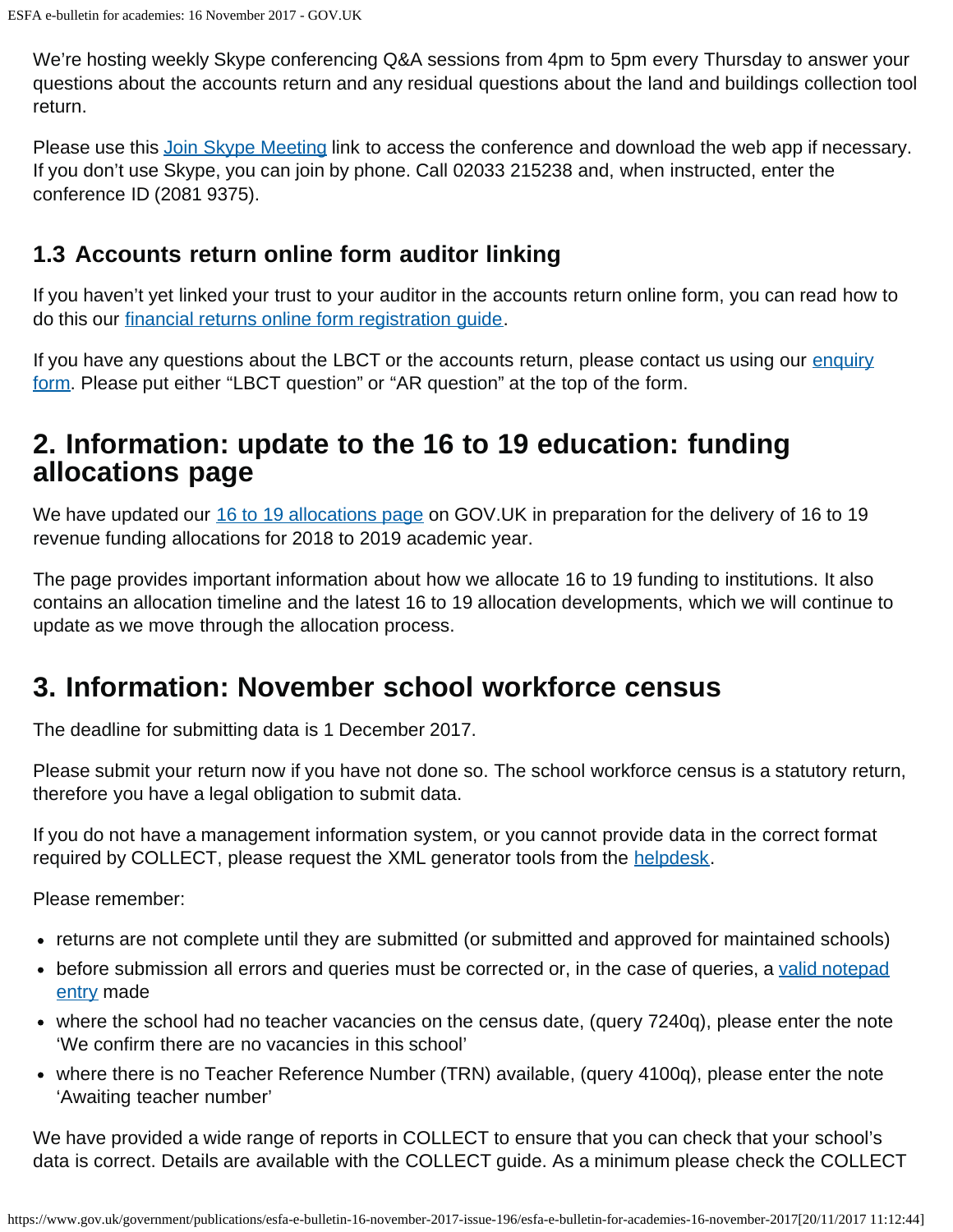We're hosting weekly Skype conferencing Q&A sessions from 4pm to 5pm every Thursday to answer your questions about the accounts return and any residual questions about the land and buildings collection tool return.

Please use this [Join Skype Meeting] link to access the conference and download the web app if necessary. If you don't use Skype, you can join by phone. Call 02033 215238 and, when instructed, enter the conference ID (2081 9375).

### 1.3 Accounts return online form auditor linking

If you haven't yet linked your trust to your auditor in the accounts return online form, you can read how to do this our [financial returns online form registration guide].

If you have any questions about the LBCT or the accounts return, please contact us using our [enquiry form]. Please put either "LBCT question" or "AR question" at the top of the form.

## 2. Information: update to the 16 to 19 education: funding allocations page

We have updated our [16 to 19 allocations page] on GOV.UK in preparation for the delivery of 16 to 19 revenue funding allocations for 2018 to 2019 academic year.

The page provides important information about how we allocate 16 to 19 funding to institutions. It also contains an allocation timeline and the latest 16 to 19 allocation developments, which we will continue to update as we move through the allocation process.

## 3. Information: November school workforce census

The deadline for submitting data is 1 December 2017.

Please submit your return now if you have not done so. The school workforce census is a statutory return, therefore you have a legal obligation to submit data.

If you do not have a management information system, or you cannot provide data in the correct format required by COLLECT, please request the XML generator tools from the [helpdesk].

Please remember:

- returns are not complete until they are submitted (or submitted and approved for maintained schools)
- before submission all errors and queries must be corrected or, in the case of queries, a [valid notepad entry] made
- where the school had no teacher vacancies on the census date, (query 7240q), please enter the note 'We confirm there are no vacancies in this school'
- where there is no Teacher Reference Number (TRN) available, (query 4100q), please enter the note 'Awaiting teacher number'

We have provided a wide range of reports in COLLECT to ensure that you can check that your school's data is correct. Details are available with the COLLECT guide. As a minimum please check the COLLECT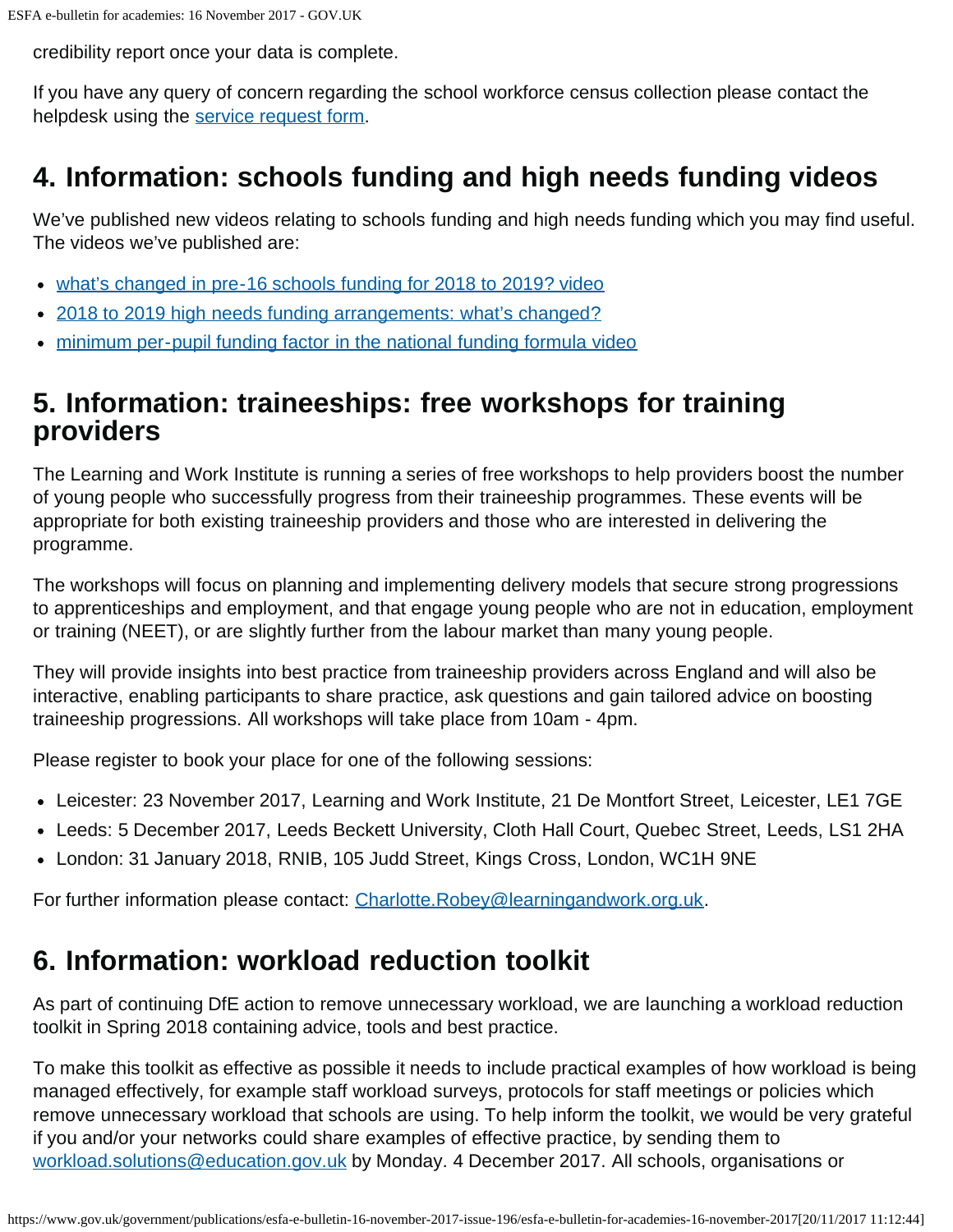credibility report once your data is complete.

If you have any query of concern regarding the school workforce census collection please contact the helpdesk using the [service request form](#).

## 4. Information: schools funding and high needs funding videos

We've published new videos relating to schools funding and high needs funding which you may find useful. The videos we've published are:

- [what's changed in pre-16 schools funding for 2018 to 2019? video](#)
- [2018 to 2019 high needs funding arrangements: what's changed?](#)
- [minimum per-pupil funding factor in the national funding formula video](#)

## 5. Information: traineeships: free workshops for training providers

The Learning and Work Institute is running a series of free workshops to help providers boost the number of young people who successfully progress from their traineeship programmes. These events will be appropriate for both existing traineeship providers and those who are interested in delivering the programme.

The workshops will focus on planning and implementing delivery models that secure strong progressions to apprenticeships and employment, and that engage young people who are not in education, employment or training (NEET), or are slightly further from the labour market than many young people.

They will provide insights into best practice from traineeship providers across England and will also be interactive, enabling participants to share practice, ask questions and gain tailored advice on boosting traineeship progressions. All workshops will take place from 10am - 4pm.

Please register to book your place for one of the following sessions:

- Leicester: 23 November 2017, Learning and Work Institute, 21 De Montfort Street, Leicester, LE1 7GE
- Leeds: 5 December 2017, Leeds Beckett University, Cloth Hall Court, Quebec Street, Leeds, LS1 2HA
- London: 31 January 2018, RNIB, 105 Judd Street, Kings Cross, London, WC1H 9NE

For further information please contact: [Charlotte.Robey@learningandwork.org.uk](mailto:Charlotte.Robey@learningandwork.org.uk).

## 6. Information: workload reduction toolkit

As part of continuing DfE action to remove unnecessary workload, we are launching a workload reduction toolkit in Spring 2018 containing advice, tools and best practice.

To make this toolkit as effective as possible it needs to include practical examples of how workload is being managed effectively, for example staff workload surveys, protocols for staff meetings or policies which remove unnecessary workload that schools are using. To help inform the toolkit, we would be very grateful if you and/or your networks could share examples of effective practice, by sending them to [workload.solutions@education.gov.uk](mailto:workload.solutions@education.gov.uk) by Monday. 4 December 2017. All schools, organisations or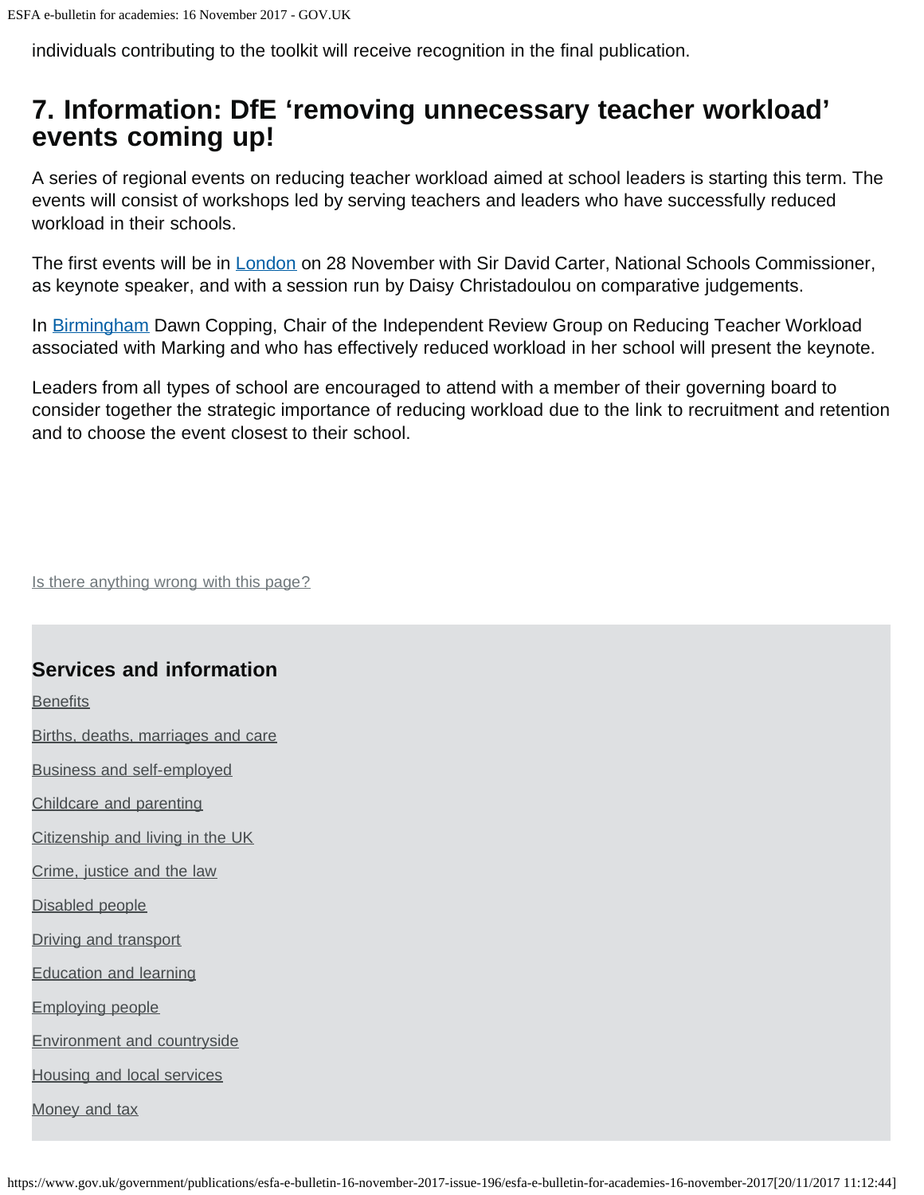individuals contributing to the toolkit will receive recognition in the final publication.

## 7. Information: DfE 'removing unnecessary teacher workload' events coming up!

A series of regional events on reducing teacher workload aimed at school leaders is starting this term. The events will consist of workshops led by serving teachers and leaders who have successfully reduced workload in their schools.

The first events will be in London on 28 November with Sir David Carter, National Schools Commissioner, as keynote speaker, and with a session run by Daisy Christadoulou on comparative judgements.

In Birmingham Dawn Copping, Chair of the Independent Review Group on Reducing Teacher Workload associated with Marking and who has effectively reduced workload in her school will present the keynote.

Leaders from all types of school are encouraged to attend with a member of their governing board to consider together the strategic importance of reducing workload due to the link to recruitment and retention and to choose the event closest to their school.

Is there anything wrong with this page?

### Services and information

- Benefits
- Births, deaths, marriages and care
- Business and self-employed
- Childcare and parenting
- Citizenship and living in the UK
- Crime, justice and the law
- Disabled people
- Driving and transport
- Education and learning
- Employing people
- Environment and countryside
- Housing and local services
- Money and tax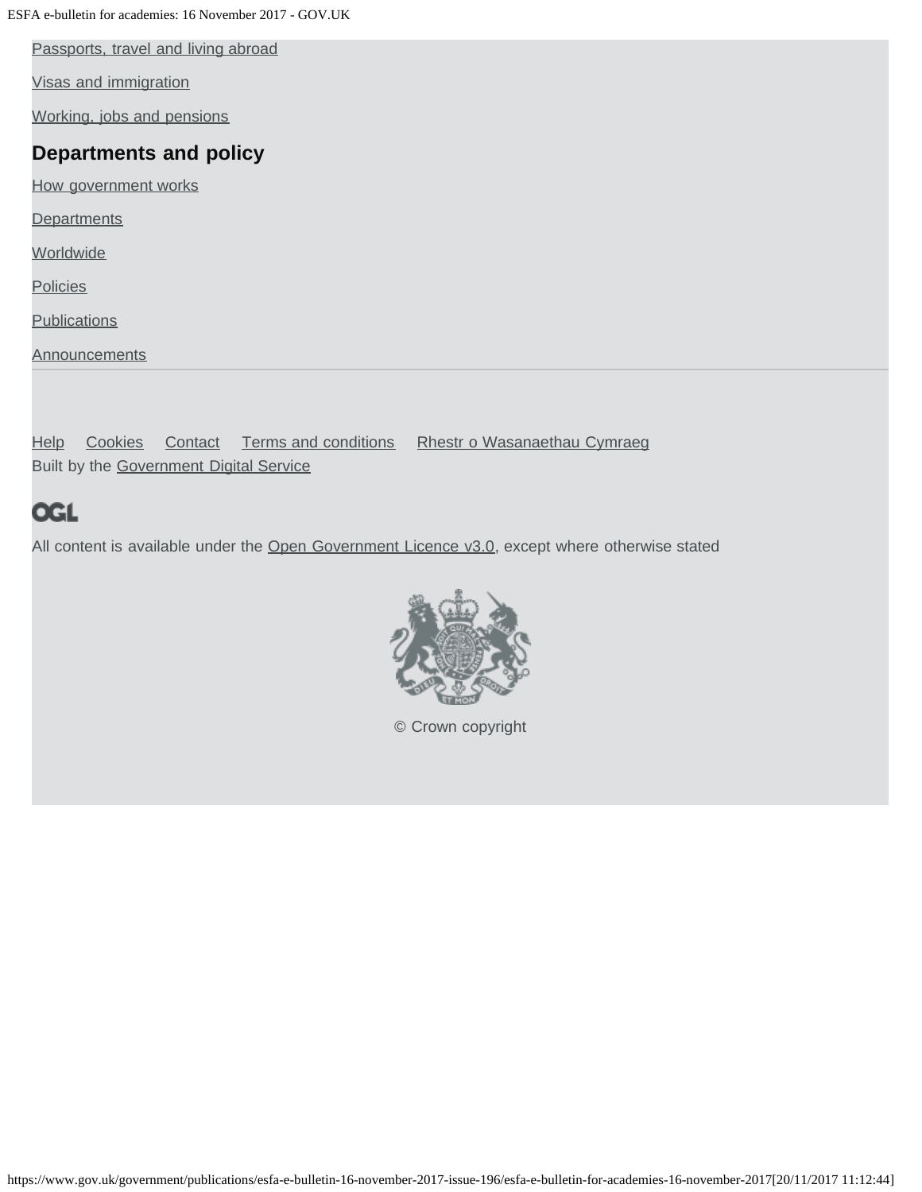Passports, travel and living abroad

Visas and immigration

Working, jobs and pensions

## Departments and policy

How government works

Departments

Worldwide

Policies

Publications

Announcements

Help Cookies Contact Terms and conditions Rhestr o Wasanaethau Cymraeg

Built by the Government Digital Service

OGL

All content is available under the Open Government Licence v3.0, except where otherwise stated

© Crown copyright